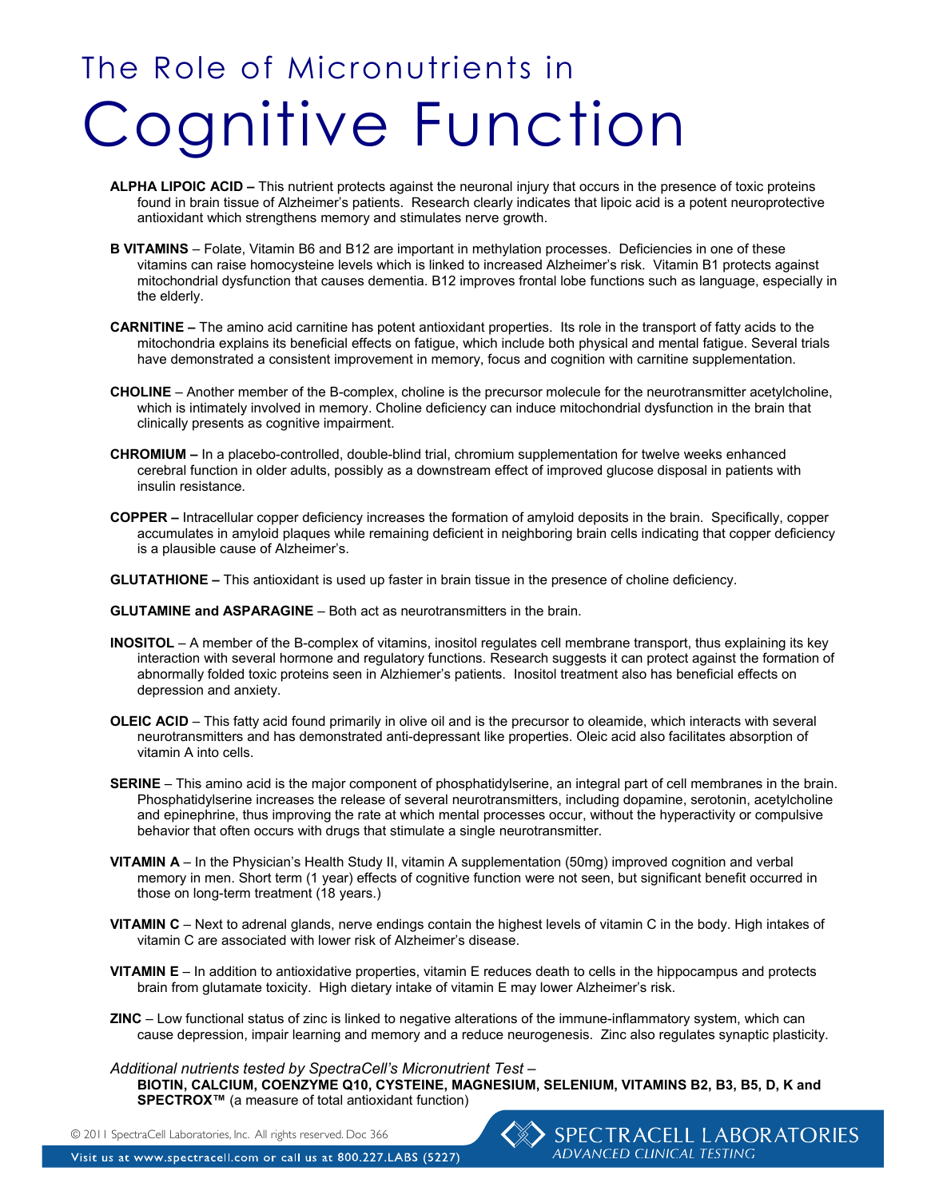# The Role of Micronutrients in Cognitive Function

**ALPHA LIPOIC ACID –** This nutrient protects against the neuronal injury that occurs in the presence of toxic proteins found in brain tissue of Alzheimer's patients. Research clearly indicates that lipoic acid is a potent neuroprotective antioxidant which strengthens memory and stimulates nerve growth.

**B VITAMINS** – Folate, Vitamin B6 and B12 are important in methylation processes. Deficiencies in one of these vitamins can raise homocysteine levels which is linked to increased Alzheimer's risk. Vitamin B1 protects against mitochondrial dysfunction that causes dementia. B12 improves frontal lobe functions such as language, especially in the elderly.

**CARNITINE –** The amino acid carnitine has potent antioxidant properties. Its role in the transport of fatty acids to the mitochondria explains its beneficial effects on fatigue, which include both physical and mental fatigue. Several trials have demonstrated a consistent improvement in memory, focus and cognition with carnitine supplementation.

**CHOLINE** – Another member of the B-complex, choline is the precursor molecule for the neurotransmitter acetylcholine, which is intimately involved in memory. Choline deficiency can induce mitochondrial dysfunction in the brain that clinically presents as cognitive impairment.

**CHROMIUM –** In a placebo-controlled, double-blind trial, chromium supplementation for twelve weeks enhanced cerebral function in older adults, possibly as a downstream effect of improved glucose disposal in patients with insulin resistance.

**COPPER –** Intracellular copper deficiency increases the formation of amyloid deposits in the brain. Specifically, copper accumulates in amyloid plaques while remaining deficient in neighboring brain cells indicating that copper deficiency is a plausible cause of Alzheimer's.

**GLUTATHIONE –** This antioxidant is used up faster in brain tissue in the presence of choline deficiency.

**GLUTAMINE and ASPARAGINE** – Both act as neurotransmitters in the brain.

**INOSITOL** – A member of the B-complex of vitamins, inositol regulates cell membrane transport, thus explaining its key interaction with several hormone and regulatory functions. Research suggests it can protect against the formation of abnormally folded toxic proteins seen in Alzhiemer's patients. Inositol treatment also has beneficial effects on depression and anxiety.

**OLEIC ACID** – This fatty acid found primarily in olive oil and is the precursor to oleamide, which interacts with several neurotransmitters and has demonstrated anti-depressant like properties. Oleic acid also facilitates absorption of vitamin A into cells.

**SERINE** – This amino acid is the major component of phosphatidylserine, an integral part of cell membranes in the brain. Phosphatidylserine increases the release of several neurotransmitters, including dopamine, serotonin, acetylcholine and epinephrine, thus improving the rate at which mental processes occur, without the hyperactivity or compulsive behavior that often occurs with drugs that stimulate a single neurotransmitter.

**VITAMIN A** – In the Physician's Health Study II, vitamin A supplementation (50mg) improved cognition and verbal memory in men. Short term (1 year) effects of cognitive function were not seen, but significant benefit occurred in those on long-term treatment (18 years.)

**VITAMIN C** – Next to adrenal glands, nerve endings contain the highest levels of vitamin C in the body. High intakes of vitamin C are associated with lower risk of Alzheimer's disease.

**VITAMIN E** – In addition to antioxidative properties, vitamin E reduces death to cells in the hippocampus and protects brain from glutamate toxicity. High dietary intake of vitamin E may lower Alzheimer's risk.

**ZINC** – Low functional status of zinc is linked to negative alterations of the immune-inflammatory system, which can cause depression, impair learning and memory and a reduce neurogenesis. Zinc also regulates synaptic plasticity.

*Additional nutrients tested by SpectraCell's Micronutrient Test –*
**BIOTIN, CALCIUM, COENZYME Q10, CYSTEINE, MAGNESIUM, SELENIUM, VITAMINS B2, B3, B5, D, K and SPECTROX™** (a measure of total antioxidant function)

© 2011 SpectraCell Laboratories, Inc. All rights reserved. Doc 366

SPECTRACELL LABORATORIES
ADVANCED CLINICAL TESTING

Visit us at www.spectracell.com or call us at 800.227.LABS (5227)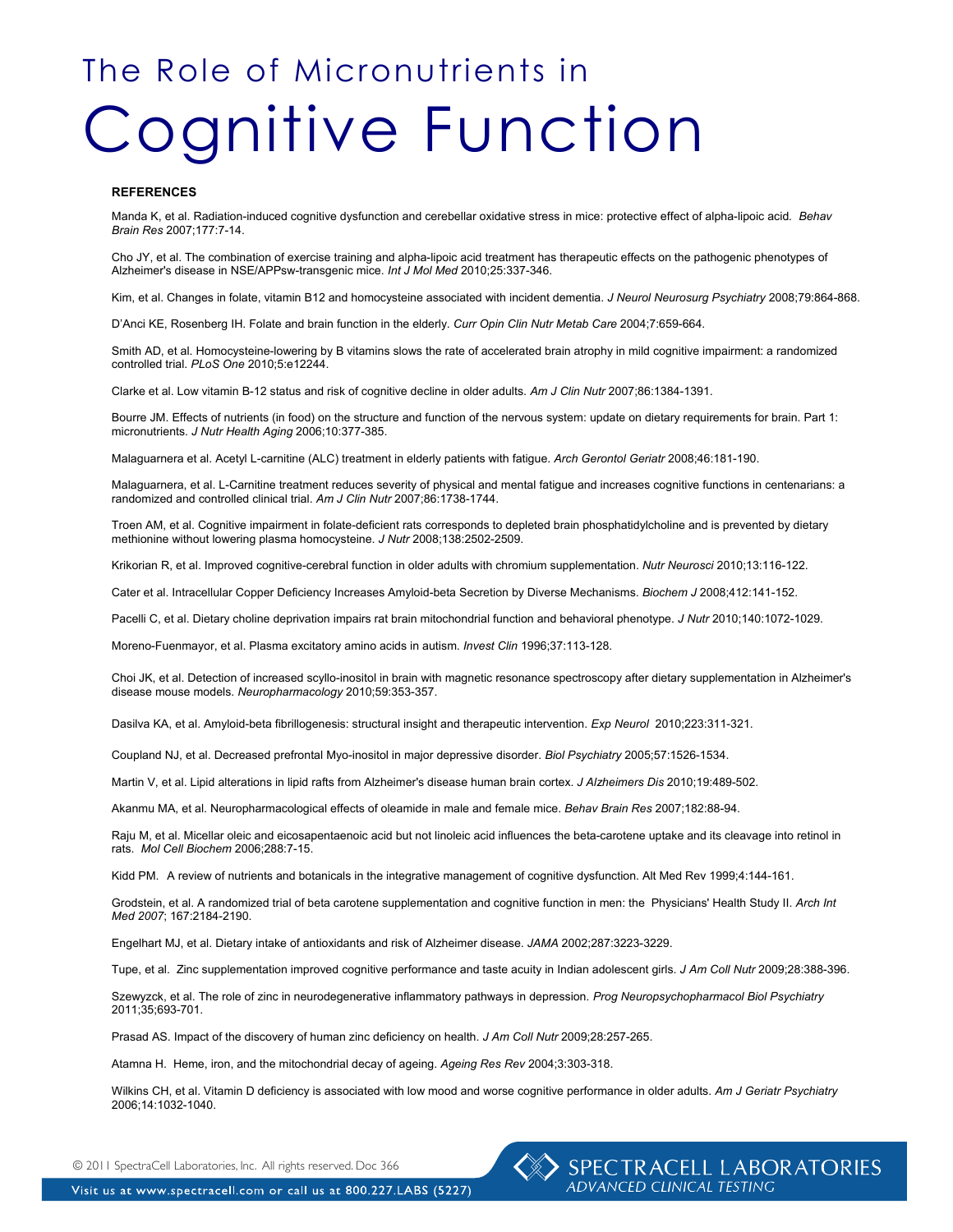# The Role of Micronutrients in Cognitive Function

**REFERENCES**

Manda K, et al. Radiation-induced cognitive dysfunction and cerebellar oxidative stress in mice: protective effect of alpha-lipoic acid. *Behav Brain Res* 2007;177:7-14.

Cho JY, et al. The combination of exercise training and alpha-lipoic acid treatment has therapeutic effects on the pathogenic phenotypes of Alzheimer's disease in NSE/APPsw-transgenic mice. *Int J Mol Med* 2010;25:337-346.

Kim, et al. Changes in folate, vitamin B12 and homocysteine associated with incident dementia. *J Neurol Neurosurg Psychiatry* 2008;79:864-868.

D'Anci KE, Rosenberg IH. Folate and brain function in the elderly. *Curr Opin Clin Nutr Metab Care* 2004;7:659-664.

Smith AD, et al. Homocysteine-lowering by B vitamins slows the rate of accelerated brain atrophy in mild cognitive impairment: a randomized controlled trial. *PLoS One* 2010;5:e12244.

Clarke et al. Low vitamin B-12 status and risk of cognitive decline in older adults. *Am J Clin Nutr* 2007;86:1384-1391.

Bourre JM. Effects of nutrients (in food) on the structure and function of the nervous system: update on dietary requirements for brain. Part 1: micronutrients. *J Nutr Health Aging* 2006;10:377-385.

Malaguarnera et al. Acetyl L-carnitine (ALC) treatment in elderly patients with fatigue. *Arch Gerontol Geriatr* 2008;46:181-190.

Malaguarnera, et al. L-Carnitine treatment reduces severity of physical and mental fatigue and increases cognitive functions in centenarians: a randomized and controlled clinical trial. *Am J Clin Nutr* 2007;86:1738-1744.

Troen AM, et al. Cognitive impairment in folate-deficient rats corresponds to depleted brain phosphatidylcholine and is prevented by dietary methionine without lowering plasma homocysteine. *J Nutr* 2008;138:2502-2509.

Krikorian R, et al. Improved cognitive-cerebral function in older adults with chromium supplementation. *Nutr Neurosci* 2010;13:116-122.

Cater et al. Intracellular Copper Deficiency Increases Amyloid-beta Secretion by Diverse Mechanisms. *Biochem J* 2008;412:141-152.

Pacelli C, et al. Dietary choline deprivation impairs rat brain mitochondrial function and behavioral phenotype. *J Nutr* 2010;140:1072-1029.

Moreno-Fuenmayor, et al. Plasma excitatory amino acids in autism. *Invest Clin* 1996;37:113-128.

Choi JK, et al. Detection of increased scyllo-inositol in brain with magnetic resonance spectroscopy after dietary supplementation in Alzheimer's disease mouse models. *Neuropharmacology* 2010;59:353-357.

Dasilva KA, et al. Amyloid-beta fibrillogenesis: structural insight and therapeutic intervention. *Exp Neurol* 2010;223:311-321.

Coupland NJ, et al. Decreased prefrontal Myo-inositol in major depressive disorder. *Biol Psychiatry* 2005;57:1526-1534.

Martin V, et al. Lipid alterations in lipid rafts from Alzheimer's disease human brain cortex. *J Alzheimers Dis* 2010;19:489-502.

Akanmu MA, et al. Neuropharmacological effects of oleamide in male and female mice. *Behav Brain Res* 2007;182:88-94.

Raju M, et al. Micellar oleic and eicosapentaenoic acid but not linoleic acid influences the beta-carotene uptake and its cleavage into retinol in rats. *Mol Cell Biochem* 2006;288:7-15.

Kidd PM. A review of nutrients and botanicals in the integrative management of cognitive dysfunction. Alt Med Rev 1999;4:144-161.

Grodstein, et al. A randomized trial of beta carotene supplementation and cognitive function in men: the Physicians' Health Study II. *Arch Int Med 2007*; 167:2184-2190.

Engelhart MJ, et al. Dietary intake of antioxidants and risk of Alzheimer disease. *JAMA* 2002;287:3223-3229.

Tupe, et al. Zinc supplementation improved cognitive performance and taste acuity in Indian adolescent girls. *J Am Coll Nutr* 2009;28:388-396.

Szewyzck, et al. The role of zinc in neurodegenerative inflammatory pathways in depression. *Prog Neuropsychopharmacol Biol Psychiatry* 2011;35;693-701.

Prasad AS. Impact of the discovery of human zinc deficiency on health. *J Am Coll Nutr* 2009;28:257-265.

Atamna H. Heme, iron, and the mitochondrial decay of ageing. *Ageing Res Rev* 2004;3:303-318.

Wilkins CH, et al. Vitamin D deficiency is associated with low mood and worse cognitive performance in older adults. *Am J Geriatr Psychiatry* 2006;14:1032-1040.

© 2011 SpectraCell Laboratories, Inc. All rights reserved. Doc 366

SPECTRACELL LABORATORIES
ADVANCED CLINICAL TESTING

Visit us at www.spectracell.com or call us at 800.227.LABS (5227)